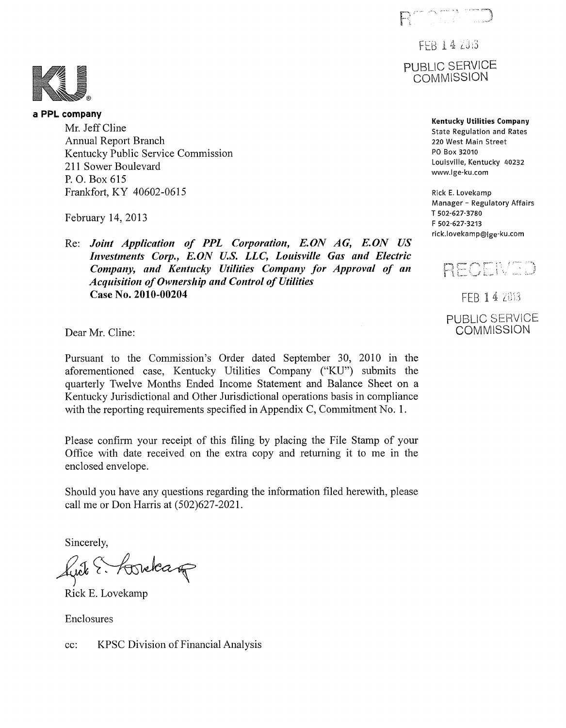RECEIVED

FEB 14 2013

PUBLIC SERVICE COMMISSION

**a PPL company**

**Kentucky Utilities Company**
State Regulation and Rates
220 West Main Street
PO Box 32010
Louisville, Kentucky 40232
www.lge-ku.com

Rick E. Lovekamp
Manager - Regulatory Affairs
T 502-627-3780
F 502-627-3213
rick.lovekamp@lge-ku.com

RECEIVED

FEB 14 2013

PUBLIC SERVICE COMMISSION

Mr. Jeff Cline
Annual Report Branch
Kentucky Public Service Commission
211 Sower Boulevard
P. O. Box 615
Frankfort, KY 40602-0615

February 14, 2013

Re: ***Joint Application of PPL Corporation, E.ON AG, E.ON US Investments Corp., E.ON U.S. LLC, Louisville Gas and Electric Company, and Kentucky Utilities Company for Approval of an Acquisition of Ownership and Control of Utilities***
**Case No. 2010-00204**

Dear Mr. Cline:

Pursuant to the Commission's Order dated September 30, 2010 in the aforementioned case, Kentucky Utilities Company ("KU") submits the quarterly Twelve Months Ended Income Statement and Balance Sheet on a Kentucky Jurisdictional and Other Jurisdictional operations basis in compliance with the reporting requirements specified in Appendix C, Commitment No. 1.

Please confirm your receipt of this filing by placing the File Stamp of your Office with date received on the extra copy and returning it to me in the enclosed envelope.

Should you have any questions regarding the information filed herewith, please call me or Don Harris at (502)627-2021.

Sincerely,

Rick E. Lovekamp

Enclosures

cc: KPSC Division of Financial Analysis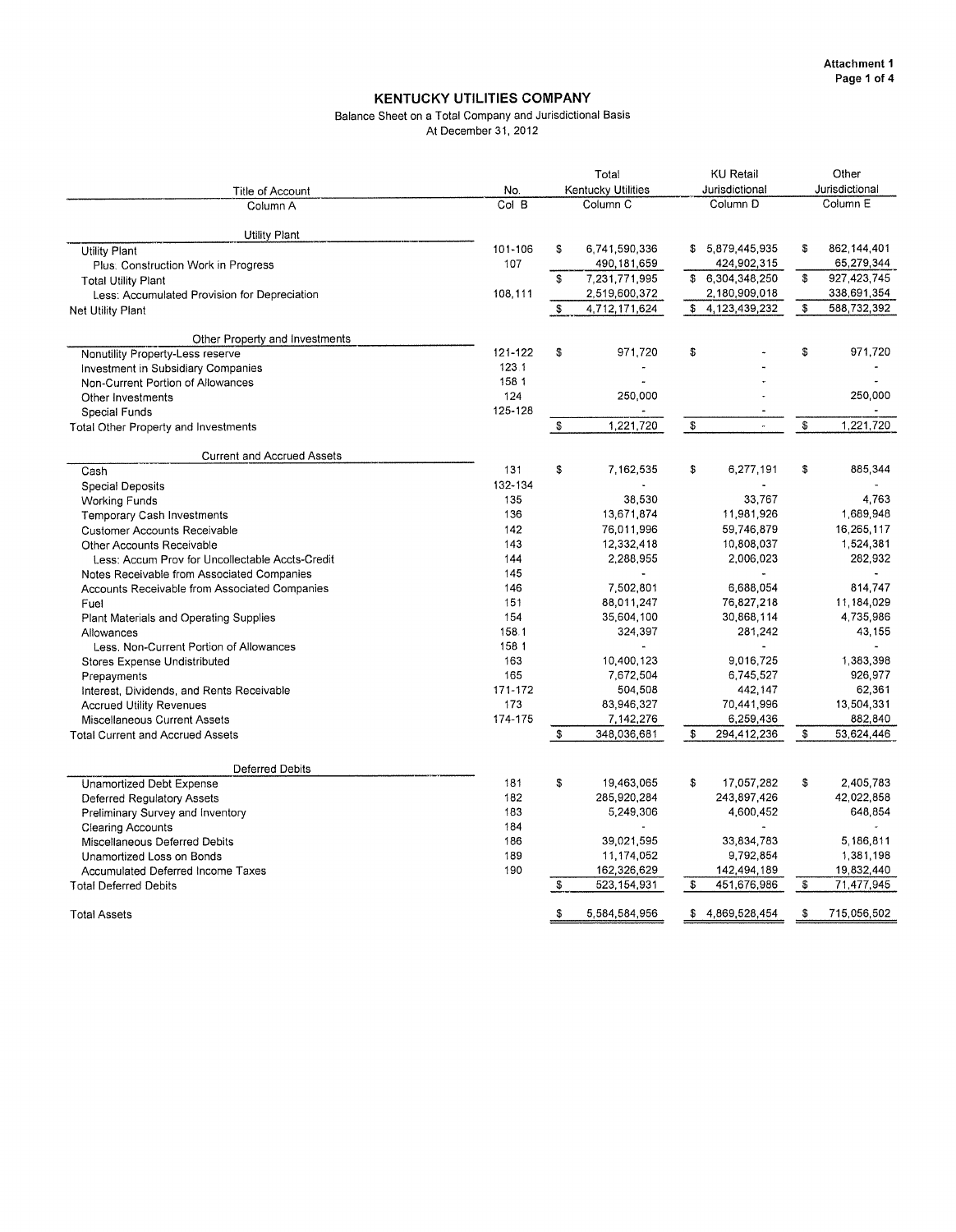Attachment 1

## KENTUCKY UTILITIES COMPANY

Balance Sheet on a Total Company and Jurisdictional Basis
At December 31, 2012

| Title of Account<br>Column A | No.<br>Col B | Total Kentucky Utilities<br>Column C | KU Retail Jurisdictional<br>Column D | Other Jurisdictional<br>Column E |
|---|---|---|---|---|
| **Utility Plant** | | | | |
| Utility Plant | 101-106 | $ 6,741,590,336 | $ 5,879,445,935 | $ 862,144,401 |
| Plus: Construction Work in Progress | 107 | 490,181,659 | 424,902,315 | 65,279,344 |
| Total Utility Plant | | $ 7,231,771,995 | $ 6,304,348,250 | $ 927,423,745 |
| Less: Accumulated Provision for Depreciation | 108,111 | 2,519,600,372 | 2,180,909,018 | 338,691,354 |
| Net Utility Plant | | $ 4,712,171,624 | $ 4,123,439,232 | $ 588,732,392 |
| **Other Property and Investments** | | | | |
| Nonutility Property-Less reserve | 121-122 | $ 971,720 | $ - | $ 971,720 |
| Investment in Subsidiary Companies | 123.1 | - | - | - |
| Non-Current Portion of Allowances | 158.1 | - | - | - |
| Other Investments | 124 | 250,000 | - | 250,000 |
| Special Funds | 125-128 | - | - | - |
| Total Other Property and Investments | | $ 1,221,720 | $ - | $ 1,221,720 |
| **Current and Accrued Assets** | | | | |
| Cash | 131 | $ 7,162,535 | $ 6,277,191 | $ 885,344 |
| Special Deposits | 132-134 | - | - | - |
| Working Funds | 135 | 38,530 | 33,767 | 4,763 |
| Temporary Cash Investments | 136 | 13,671,874 | 11,981,926 | 1,689,948 |
| Customer Accounts Receivable | 142 | 76,011,996 | 59,746,879 | 16,265,117 |
| Other Accounts Receivable | 143 | 12,332,418 | 10,808,037 | 1,524,381 |
| Less: Accum Prov for Uncollectable Accts-Credit | 144 | 2,288,955 | 2,006,023 | 282,932 |
| Notes Receivable from Associated Companies | 145 | - | - | - |
| Accounts Receivable from Associated Companies | 146 | 7,502,801 | 6,688,054 | 814,747 |
| Fuel | 151 | 88,011,247 | 76,827,218 | 11,184,029 |
| Plant Materials and Operating Supplies | 154 | 35,604,100 | 30,868,114 | 4,735,986 |
| Allowances | 158.1 | 324,397 | 281,242 | 43,155 |
| Less: Non-Current Portion of Allowances | 158.1 | - | - | - |
| Stores Expense Undistributed | 163 | 10,400,123 | 9,016,725 | 1,383,398 |
| Prepayments | 165 | 7,672,504 | 6,745,527 | 926,977 |
| Interest, Dividends, and Rents Receivable | 171-172 | 504,508 | 442,147 | 62,361 |
| Accrued Utility Revenues | 173 | 83,946,327 | 70,441,996 | 13,504,331 |
| Miscellaneous Current Assets | 174-175 | 7,142,276 | 6,259,436 | 882,840 |
| Total Current and Accrued Assets | | $ 348,036,681 | $ 294,412,236 | $ 53,624,446 |
| **Deferred Debits** | | | | |
| Unamortized Debt Expense | 181 | $ 19,463,065 | $ 17,057,282 | $ 2,405,783 |
| Deferred Regulatory Assets | 182 | 285,920,284 | 243,897,426 | 42,022,858 |
| Preliminary Survey and Inventory | 183 | 5,249,306 | 4,600,452 | 648,854 |
| Clearing Accounts | 184 | - | - | - |
| Miscellaneous Deferred Debits | 186 | 39,021,595 | 33,834,783 | 5,186,811 |
| Unamortized Loss on Bonds | 189 | 11,174,052 | 9,792,854 | 1,381,198 |
| Accumulated Deferred Income Taxes | 190 | 162,326,629 | 142,494,189 | 19,832,440 |
| Total Deferred Debits | | $ 523,154,931 | $ 451,676,986 | $ 71,477,945 |
| Total Assets | | $ 5,584,584,956 | $ 4,869,528,454 | $ 715,056,502 |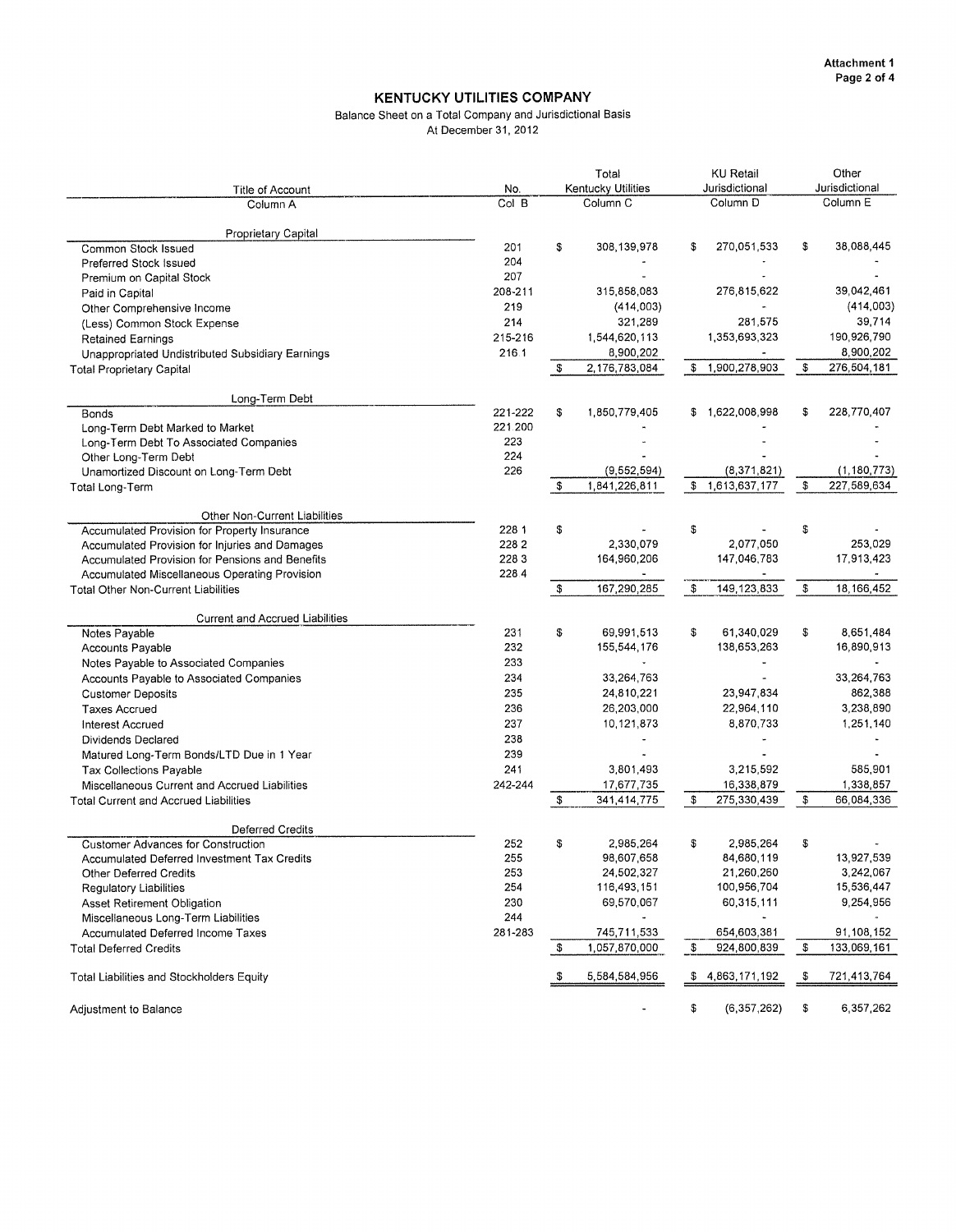# KENTUCKY UTILITIES COMPANY

Balance Sheet on a Total Company and Jurisdictional Basis
At December 31, 2012

| Title of Account<br>Column A | No.<br>Col B | Total Kentucky Utilities<br>Column C | KU Retail Jurisdictional<br>Column D | Other Jurisdictional<br>Column E |
|---|---|---|---|---|
| **Proprietary Capital** | | | | |
| Common Stock Issued | 201 | $ 308,139,978 | $ 270,051,533 | $ 38,088,445 |
| Preferred Stock Issued | 204 | - | - | - |
| Premium on Capital Stock | 207 | - | - | - |
| Paid in Capital | 208-211 | 315,858,083 | 276,815,622 | 39,042,461 |
| Other Comprehensive Income | 219 | (414,003) | - | (414,003) |
| (Less) Common Stock Expense | 214 | 321,289 | 281,575 | 39,714 |
| Retained Earnings | 215-216 | 1,544,620,113 | 1,353,693,323 | 190,926,790 |
| Unappropriated Undistributed Subsidiary Earnings | 216 1 | 8,900,202 | - | 8,900,202 |
| Total Proprietary Capital | | $ 2,176,783,084 | $ 1,900,278,903 | $ 276,504,181 |
| **Long-Term Debt** | | | | |
| Bonds | 221-222 | $ 1,850,779,405 | $ 1,622,008,998 | $ 228,770,407 |
| Long-Term Debt Marked to Market | 221 200 | - | - | - |
| Long-Term Debt To Associated Companies | 223 | - | - | - |
| Other Long-Term Debt | 224 | - | - | - |
| Unamortized Discount on Long-Term Debt | 226 | (9,552,594) | (8,371,821) | (1,180,773) |
| Total Long-Term | | $ 1,841,226,811 | $ 1,613,637,177 | $ 227,589,634 |
| **Other Non-Current Liabilities** | | | | |
| Accumulated Provision for Property Insurance | 228 1 | $ - | $ - | $ - |
| Accumulated Provision for Injuries and Damages | 228 2 | 2,330,079 | 2,077,050 | 253,029 |
| Accumulated Provision for Pensions and Benefits | 228 3 | 164,960,206 | 147,046,783 | 17,913,423 |
| Accumulated Miscellaneous Operating Provision | 228 4 | - | - | - |
| Total Other Non-Current Liabilities | | $ 167,290,285 | $ 149,123,833 | $ 18,166,452 |
| **Current and Accrued Liabilities** | | | | |
| Notes Payable | 231 | $ 69,991,513 | $ 61,340,029 | $ 8,651,484 |
| Accounts Payable | 232 | 155,544,176 | 138,653,263 | 16,890,913 |
| Notes Payable to Associated Companies | 233 | - | - | - |
| Accounts Payable to Associated Companies | 234 | 33,264,763 | - | 33,264,763 |
| Customer Deposits | 235 | 24,810,221 | 23,947,834 | 862,388 |
| Taxes Accrued | 236 | 26,203,000 | 22,964,110 | 3,238,890 |
| Interest Accrued | 237 | 10,121,873 | 8,870,733 | 1,251,140 |
| Dividends Declared | 238 | - | - | - |
| Matured Long-Term Bonds/LTD Due in 1 Year | 239 | - | - | - |
| Tax Collections Payable | 241 | 3,801,493 | 3,215,592 | 585,901 |
| Miscellaneous Current and Accrued Liabilities | 242-244 | 17,677,735 | 16,338,879 | 1,338,857 |
| Total Current and Accrued Liabilities | | $ 341,414,775 | $ 275,330,439 | $ 66,084,336 |
| **Deferred Credits** | | | | |
| Customer Advances for Construction | 252 | $ 2,985,264 | $ 2,985,264 | $ - |
| Accumulated Deferred Investment Tax Credits | 255 | 98,607,658 | 84,680,119 | 13,927,539 |
| Other Deferred Credits | 253 | 24,502,327 | 21,260,260 | 3,242,067 |
| Regulatory Liabilities | 254 | 116,493,151 | 100,956,704 | 15,536,447 |
| Asset Retirement Obligation | 230 | 69,570,067 | 60,315,111 | 9,254,956 |
| Miscellaneous Long-Term Liabilities | 244 | - | - | - |
| Accumulated Deferred Income Taxes | 281-283 | 745,711,533 | 654,603,381 | 91,108,152 |
| Total Deferred Credits | | $ 1,057,870,000 | $ 924,800,839 | $ 133,069,161 |
| Total Liabilities and Stockholders Equity | | $ 5,584,584,956 | $ 4,863,171,192 | $ 721,413,764 |
| Adjustment to Balance | | - | $ (6,357,262) | $ 6,357,262 |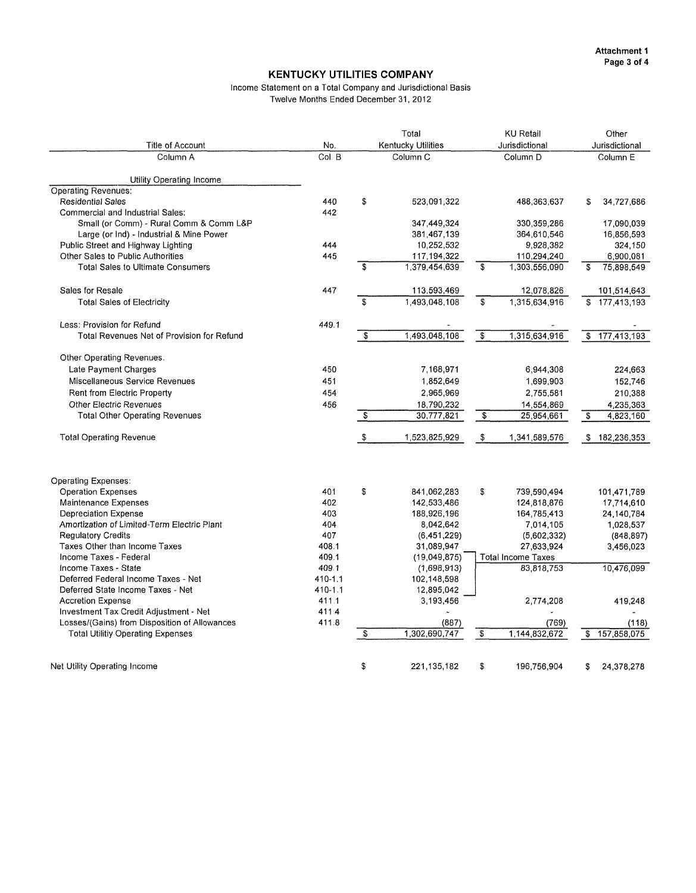# KENTUCKY UTILITIES COMPANY

Income Statement on a Total Company and Jurisdictional Basis
Twelve Months Ended December 31, 2012

| Title of Account | No. | Total Kentucky Utilities | KU Retail Jurisdictional | Other Jurisdictional |
|---|---|---|---|---|
| Column A | Col. B | Column C | Column D | Column E |
| **Utility Operating Income** | | | | |
| Operating Revenues: | | | | |
| *Residential Sales* | 440 | $ 523,091,322 | 488,363,637 | $ 34,727,686 |
| Commercial and Industrial Sales: | 442 | | | |
| Small (or Comm) - Rural Comm & Comm L&P | | 347,449,324 | 330,359,286 | 17,090,039 |
| Large (or Ind) - Industrial & Mine Power | | 381,467,139 | 364,610,546 | 16,856,593 |
| Public Street and Highway Lighting | 444 | 10,252,532 | 9,928,382 | 324,150 |
| Other Sales to Public Authorities | 445 | 117,194,322 | 110,294,240 | 6,900,081 |
| Total Sales to Ultimate Consumers | | $ 1,379,454,639 | $ 1,303,556,090 | $ 75,898,549 |
| Sales for Resale | 447 | 113,593,469 | 12,078,826 | 101,514,643 |
| Total Sales of Electricity | | $ 1,493,048,108 | $ 1,315,634,916 | $ 177,413,193 |
| Less: Provision for Refund | 449.1 | - | - | - |
| Total Revenues Net of Provision for Refund | | $ 1,493,048,108 | $ 1,315,634,916 | $ 177,413,193 |
| Other Operating Revenues: | | | | |
| Late Payment Charges | 450 | 7,168,971 | 6,944,308 | 224,663 |
| Miscellaneous Service Revenues | 451 | 1,852,649 | 1,699,903 | 152,746 |
| Rent from Electric Property | 454 | 2,965,969 | 2,755,581 | 210,388 |
| Other Electric Revenues | 456 | 18,790,232 | 14,554,869 | 4,235,363 |
| Total Other Operating Revenues | | $ 30,777,821 | $ 25,954,661 | $ 4,823,160 |
| Total Operating Revenue | | $ 1,523,825,929 | $ 1,341,589,576 | $ 182,236,353 |
| Operating Expenses: | | | | |
| Operation Expenses | 401 | $ 841,062,283 | $ 739,590,494 | 101,471,789 |
| Maintenance Expenses | 402 | 142,533,486 | 124,818,876 | 17,714,610 |
| Depreciation Expense | 403 | 188,926,196 | 164,785,413 | 24,140,784 |
| Amortization of Limited-Term Electric Plant | 404 | 8,042,642 | 7,014,105 | 1,028,537 |
| Regulatory Credits | 407 | (6,451,229) | (5,602,332) | (848,897) |
| Taxes Other than Income Taxes | 408.1 | 31,089,947 | 27,633,924 | 3,456,023 |
| Income Taxes - Federal | 409.1 | (19,049,875) | Total Income Taxes | |
| Income Taxes - State | 409.1 | (1,698,913) | 83,818,753 | 10,476,099 |
| Deferred Federal Income Taxes - Net | 410-1.1 | 102,148,598 | | |
| Deferred State Income Taxes - Net | 410-1.1 | 12,895,042 | | |
| Accretion Expense | 411.1 | 3,193,456 | 2,774,208 | 419,248 |
| Investment Tax Credit Adjustment - Net | 411.4 | - | - | - |
| Losses/(Gains) from Disposition of Allowances | 411.8 | (887) | (769) | (118) |
| Total Utilitiy Operating Expenses | | $ 1,302,690,747 | $ 1,144,832,672 | $ 157,858,075 |
| Net Utility Operating Income | | $ 221,135,182 | $ 196,756,904 | $ 24,378,278 |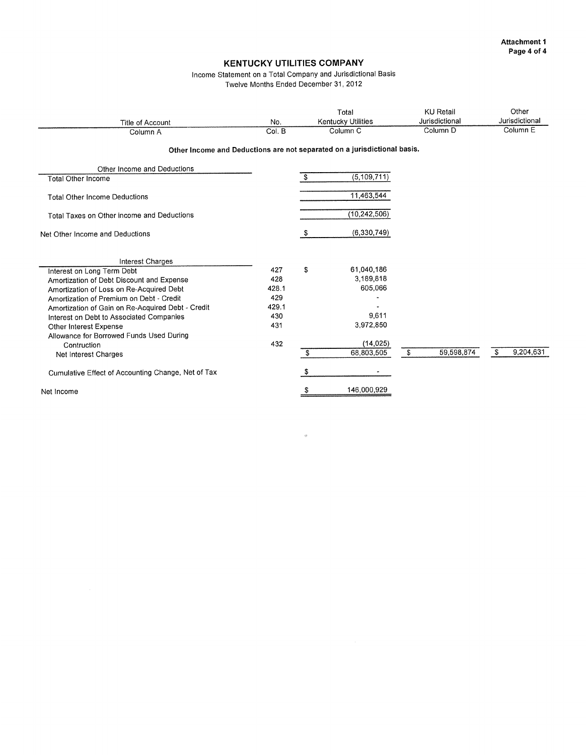# KENTUCKY UTILITIES COMPANY

Income Statement on a Total Company and Jurisdictional Basis
Twelve Months Ended December 31, 2012

| Title of Account<br>Column A | No.<br>Col. B | Total Kentucky Utilities<br>Column C | KU Retail Jurisdictional<br>Column D | Other Jurisdictional<br>Column E |
|---|---|---|---|---|
| **Other Income and Deductions are not separated on a jurisdictional basis.** | | | | |
| Other Income and Deductions | | | | |
| Total Other Income | | $ (5,109,711) | | |
| Total Other Income Deductions | | 11,463,544 | | |
| Total Taxes on Other income and Deductions | | (10,242,506) | | |
| Net Other Income and Deductions | | $ (6,330,749) | | |
| Interest Charges | | | | |
| Interest on Long Term Debt | 427 | $ 61,040,186 | | |
| Amortization of Debt Discount and Expense | 428 | 3,189,818 | | |
| Amortization of Loss on Re-Acquired Debt | 428.1 | 605,066 | | |
| Amortization of Premium on Debt - Credit | 429 | - | | |
| Amortization of Gain on Re-Acquired Debt - Credit | 429.1 | - | | |
| Interest on Debt to Associated Companies | 430 | 9,611 | | |
| Other Interest Expense | 431 | 3,972,850 | | |
| Allowance for Borrowed Funds Used During Contruction | 432 | (14,025) | | |
| Net Interest Charges | | $ 68,803,505 | $ 59,598,874 | $ 9,204,631 |
| Cumulative Effect of Accounting Change, Net of Tax | | $ - | | |
| Net Income | | $ 146,000,929 | | |